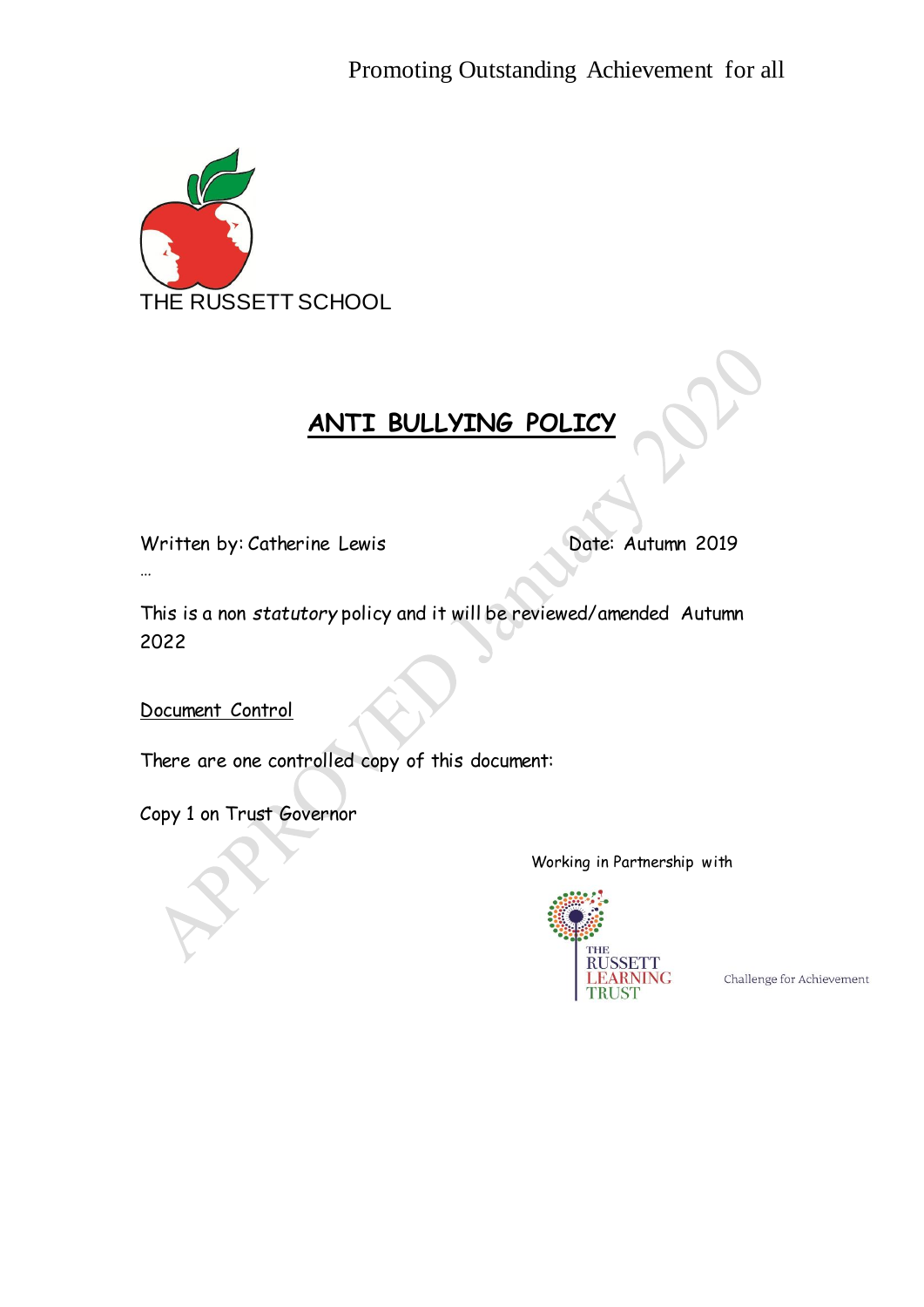Promoting Outstanding Achievement for all

THE RUSSETT SCHOOL

# ANTI BULLYING POLICY

APPROVED January 2020

Written by: Catherine Lewis

Date: Autumn 2019

…

This is a non *statutory* policy and it will be reviewed/amended Autumn 2022

Document Control

There are one controlled copy of this document:

Copy 1 on Trust Governor

Working in Partnership with

THE RUSSETT LEARNING TRUST

Challenge for Achievement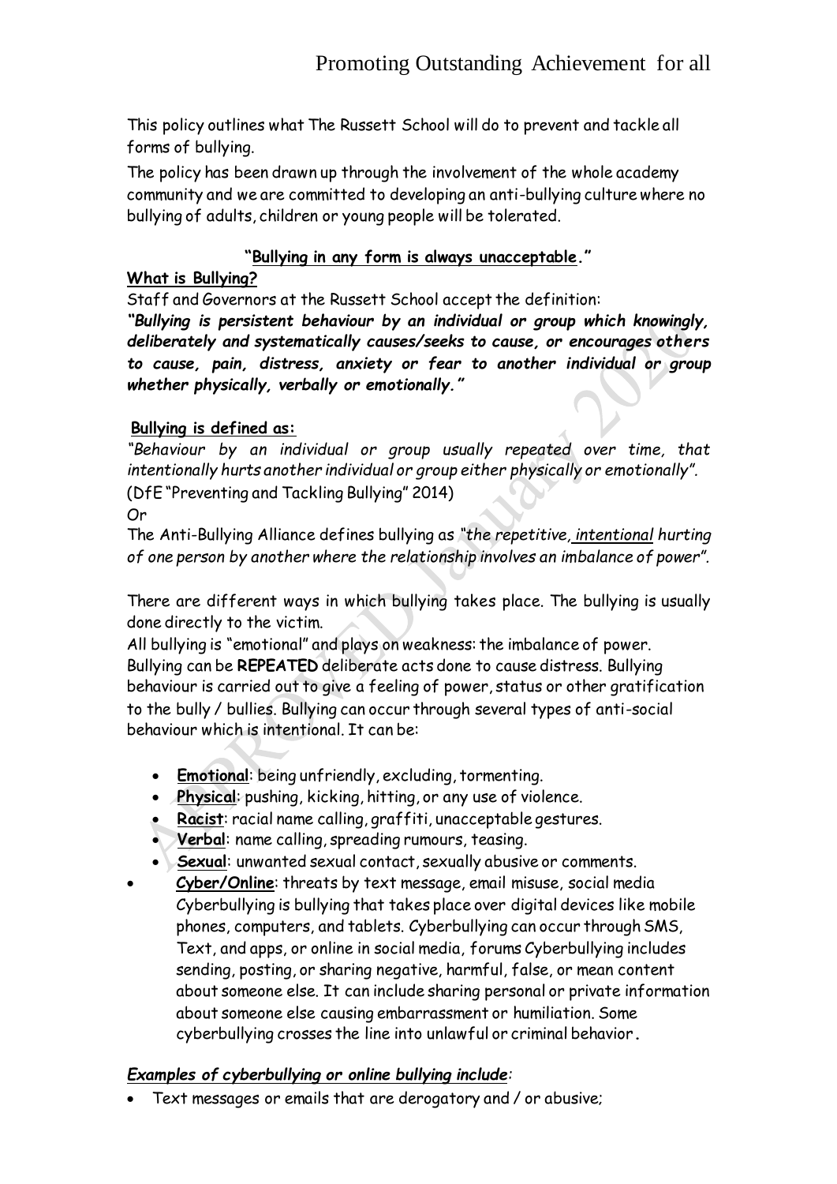This policy outlines what The Russett School will do to prevent and tackle all forms of bullying.

The policy has been drawn up through the involvement of the whole academy community and we are committed to developing an anti-bullying culture where no bullying of adults, children or young people will be tolerated.

**"Bullying in any form is always unacceptable."**

**What is Bullying?**

Staff and Governors at the Russett School accept the definition:

***"Bullying is persistent behaviour by an individual or group which knowingly, deliberately and systematically causes/seeks to cause, or encourages others to cause, pain, distress, anxiety or fear to another individual or group whether physically, verbally or emotionally."***

**Bullying is defined as:**

*"Behaviour by an individual or group usually repeated over time, that intentionally hurts another individual or group either physically or emotionally".*

(DfE "Preventing and Tackling Bullying" 2014)

*Or*

The Anti-Bullying Alliance defines bullying as *"the repetitive, intentional hurting of one person by another where the relationship involves an imbalance of power".*

There are different ways in which bullying takes place. The bullying is usually done directly to the victim.

All bullying is "emotional" and plays on weakness: the imbalance of power.

Bullying can be **REPEATED** deliberate acts done to cause distress. Bullying behaviour is carried out to give a feeling of power, status or other gratification to the bully / bullies. Bullying can occur through several types of anti-social behaviour which is intentional. It can be:

- **Emotional**: being unfriendly, excluding, tormenting.
- **Physical**: pushing, kicking, hitting, or any use of violence.
- **Racist**: racial name calling, graffiti, unacceptable gestures.
- **Verbal**: name calling, spreading rumours, teasing.
- **Sexual**: unwanted sexual contact, sexually abusive or comments.
- **Cyber/Online**: threats by text message, email misuse, social media Cyberbullying is bullying that takes place over digital devices like mobile phones, computers, and tablets. Cyberbullying can occur through SMS, Text, and apps, or online in social media, forums Cyberbullying includes sending, posting, or sharing negative, harmful, false, or mean content about someone else. It can include sharing personal or private information about someone else causing embarrassment or humiliation. Some cyberbullying crosses the line into unlawful or criminal behavior.

***Examples of cyberbullying or online bullying include:***

- Text messages or emails that are derogatory and / or abusive;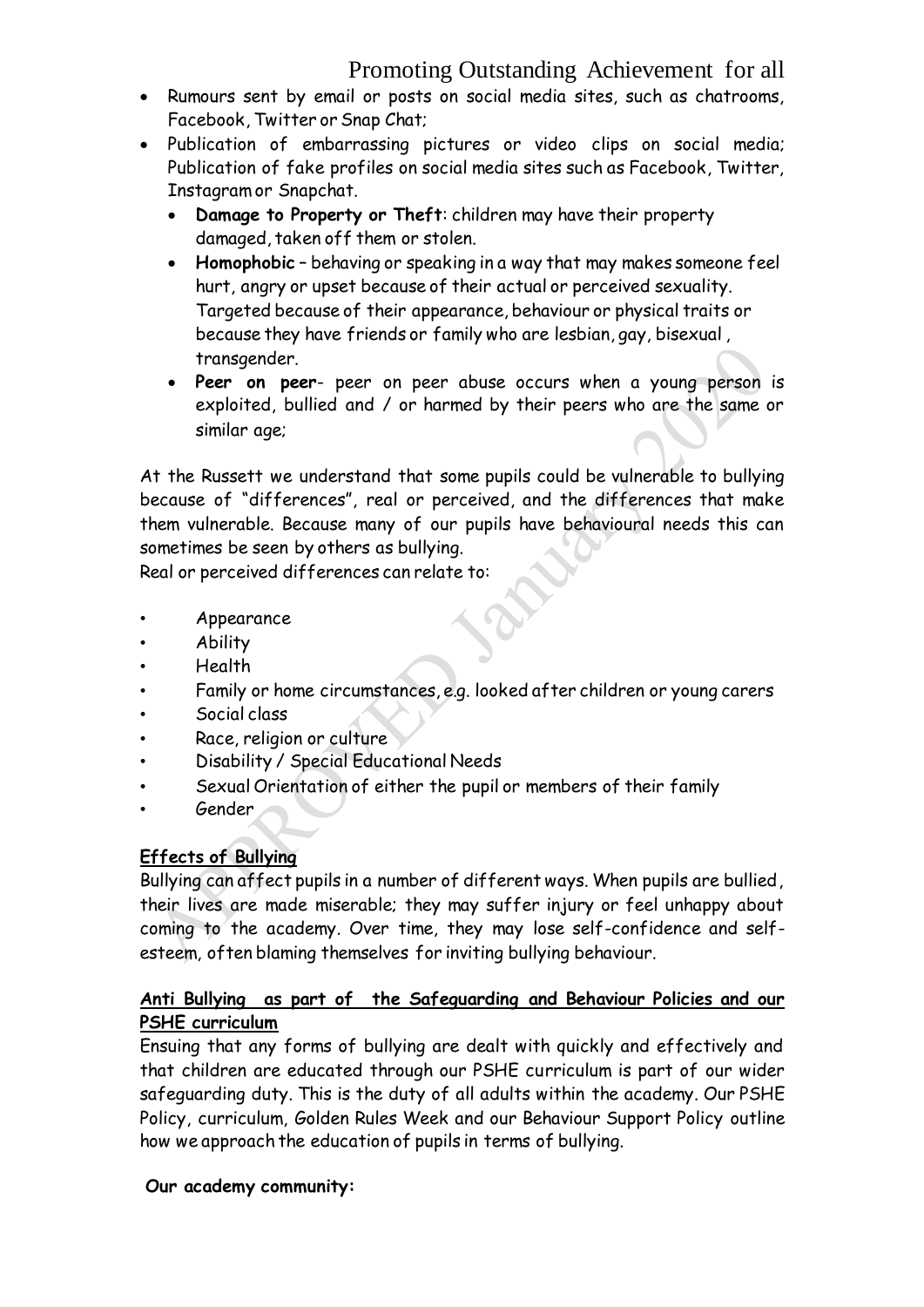- Rumours sent by email or posts on social media sites, such as chatrooms, Facebook, Twitter or Snap Chat;
- Publication of embarrassing pictures or video clips on social media; Publication of fake profiles on social media sites such as Facebook, Twitter, Instagram or Snapchat.
  - **Damage to Property or Theft**: children may have their property damaged, taken off them or stolen.
  - **Homophobic** – behaving or speaking in a way that may makes someone feel hurt, angry or upset because of their actual or perceived sexuality. Targeted because of their appearance, behaviour or physical traits or because they have friends or family who are lesbian, gay, bisexual , transgender.
  - **Peer on peer**- peer on peer abuse occurs when a young person is exploited, bullied and / or harmed by their peers who are the same or similar age;

At the Russett we understand that some pupils could be vulnerable to bullying because of "differences", real or perceived, and the differences that make them vulnerable. Because many of our pupils have behavioural needs this can sometimes be seen by others as bullying.
Real or perceived differences can relate to:

- Appearance
- Ability
- Health
- Family or home circumstances, e.g. looked after children or young carers
- Social class
- Race, religion or culture
- Disability / Special Educational Needs
- Sexual Orientation of either the pupil or members of their family
- Gender

**Effects of Bullying**

Bullying can affect pupils in a number of different ways. When pupils are bullied, their lives are made miserable; they may suffer injury or feel unhappy about coming to the academy. Over time, they may lose self-confidence and self-esteem, often blaming themselves for inviting bullying behaviour.

**Anti Bullying as part of the Safeguarding and Behaviour Policies and our PSHE curriculum**

Ensuing that any forms of bullying are dealt with quickly and effectively and that children are educated through our PSHE curriculum is part of our wider safeguarding duty. This is the duty of all adults within the academy. Our PSHE Policy, curriculum, Golden Rules Week and our Behaviour Support Policy outline how we approach the education of pupils in terms of bullying.

**Our academy community:**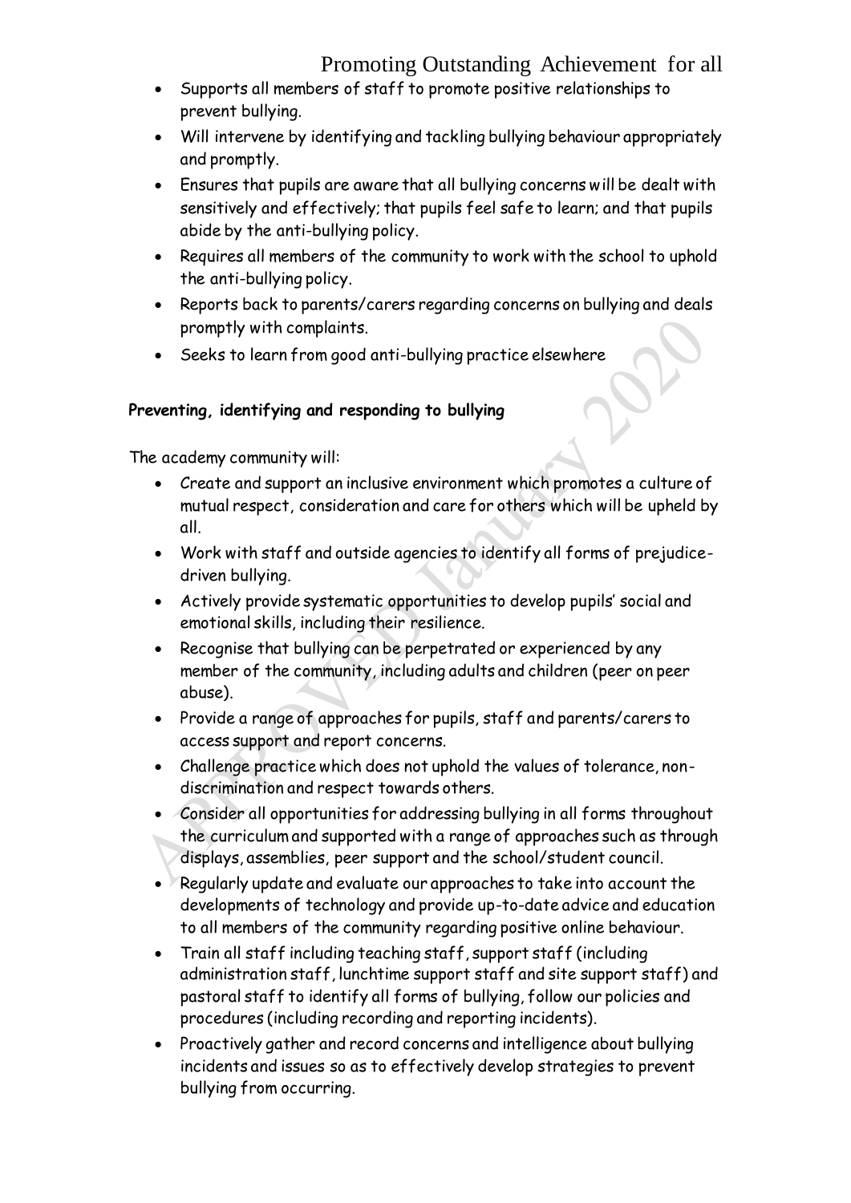- Supports all members of staff to promote positive relationships to prevent bullying.
- Will intervene by identifying and tackling bullying behaviour appropriately and promptly.
- Ensures that pupils are aware that all bullying concerns will be dealt with sensitively and effectively; that pupils feel safe to learn; and that pupils abide by the anti-bullying policy.
- Requires all members of the community to work with the school to uphold the anti-bullying policy.
- Reports back to parents/carers regarding concerns on bullying and deals promptly with complaints.
- Seeks to learn from good anti-bullying practice elsewhere

**Preventing, identifying and responding to bullying**

The academy community will:

- Create and support an inclusive environment which promotes a culture of mutual respect, consideration and care for others which will be upheld by all.
- Work with staff and outside agencies to identify all forms of prejudice-driven bullying.
- Actively provide systematic opportunities to develop pupils' social and emotional skills, including their resilience.
- Recognise that bullying can be perpetrated or experienced by any member of the community, including adults and children (peer on peer abuse).
- Provide a range of approaches for pupils, staff and parents/carers to access support and report concerns.
- Challenge practice which does not uphold the values of tolerance, non-discrimination and respect towards others.
- Consider all opportunities for addressing bullying in all forms throughout the curriculum and supported with a range of approaches such as through displays, assemblies, peer support and the school/student council.
- Regularly update and evaluate our approaches to take into account the developments of technology and provide up-to-date advice and education to all members of the community regarding positive online behaviour.
- Train all staff including teaching staff, support staff (including administration staff, lunchtime support staff and site support staff) and pastoral staff to identify all forms of bullying, follow our policies and procedures (including recording and reporting incidents).
- Proactively gather and record concerns and intelligence about bullying incidents and issues so as to effectively develop strategies to prevent bullying from occurring.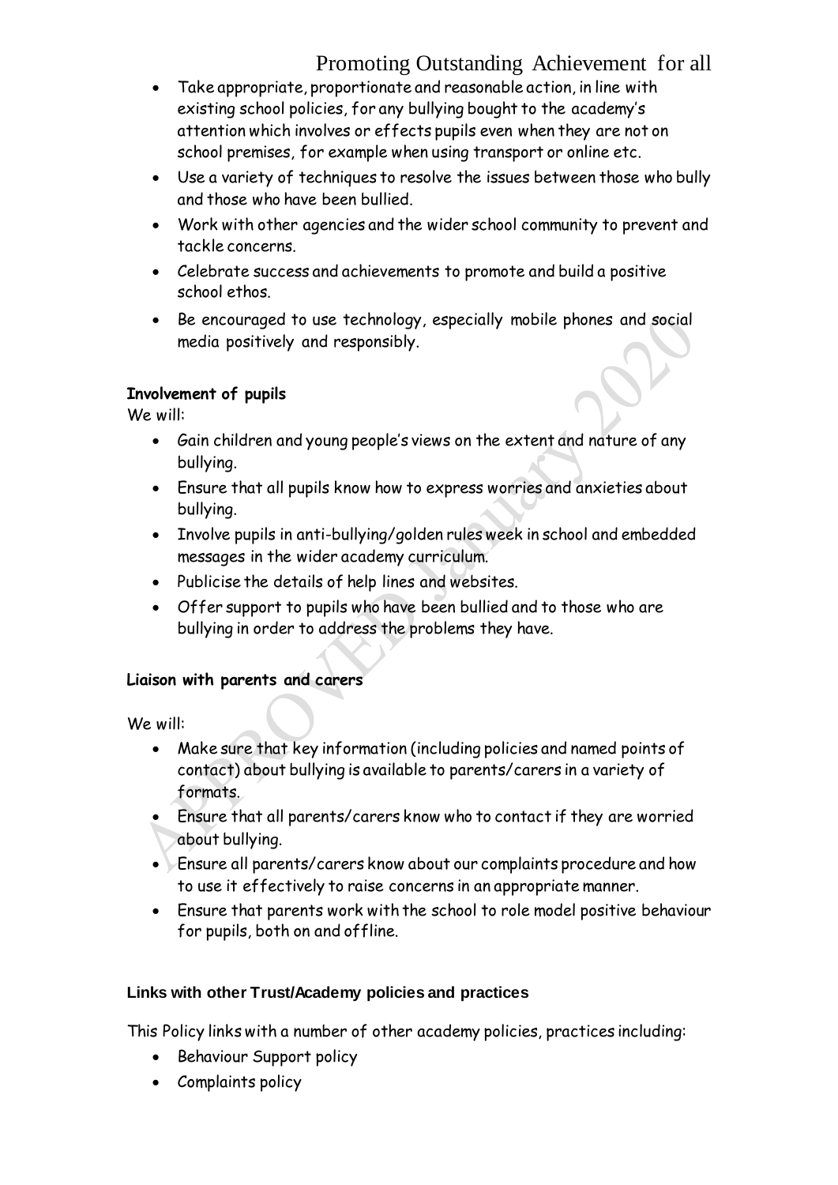- Take appropriate, proportionate and reasonable action, in line with existing school policies, for any bullying bought to the academy's attention which involves or effects pupils even when they are not on school premises, for example when using transport or online etc.
- Use a variety of techniques to resolve the issues between those who bully and those who have been bullied.
- Work with other agencies and the wider school community to prevent and tackle concerns.
- Celebrate success and achievements to promote and build a positive school ethos.
- Be encouraged to use technology, especially mobile phones and social media positively and responsibly.

**Involvement of pupils**

We will:

- Gain children and young people's views on the extent and nature of any bullying.
- Ensure that all pupils know how to express worries and anxieties about bullying.
- Involve pupils in anti-bullying/golden rules week in school and embedded messages in the wider academy curriculum.
- Publicise the details of help lines and websites.
- Offer support to pupils who have been bullied and to those who are bullying in order to address the problems they have.

**Liaison with parents and carers**

We will:

- Make sure that key information (including policies and named points of contact) about bullying is available to parents/carers in a variety of formats.
- Ensure that all parents/carers know who to contact if they are worried about bullying.
- Ensure all parents/carers know about our complaints procedure and how to use it effectively to raise concerns in an appropriate manner.
- Ensure that parents work with the school to role model positive behaviour for pupils, both on and offline.

**Links with other Trust/Academy policies and practices**

This Policy links with a number of other academy policies, practices including:

- Behaviour Support policy
- Complaints policy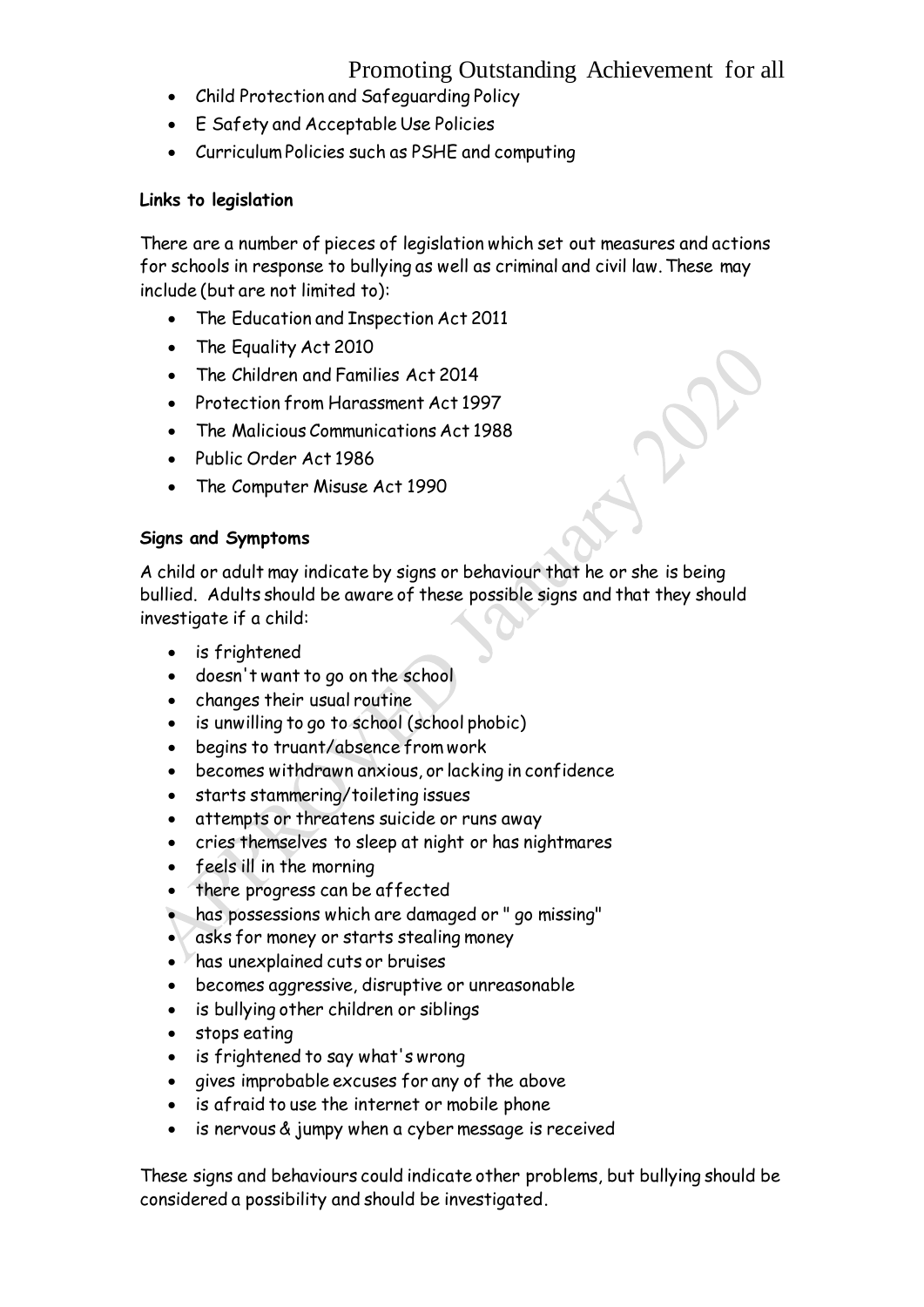- Child Protection and Safeguarding Policy
- E Safety and Acceptable Use Policies
- Curriculum Policies such as PSHE and computing

**Links to legislation**

There are a number of pieces of legislation which set out measures and actions for schools in response to bullying as well as criminal and civil law. These may include (but are not limited to):

- The Education and Inspection Act 2011
- The Equality Act 2010
- The Children and Families Act 2014
- Protection from Harassment Act 1997
- The Malicious Communications Act 1988
- Public Order Act 1986
- The Computer Misuse Act 1990

**Signs and Symptoms**

A child or adult may indicate by signs or behaviour that he or she is being bullied. Adults should be aware of these possible signs and that they should investigate if a child:

- is frightened
- doesn't want to go on the school
- changes their usual routine
- is unwilling to go to school (school phobic)
- begins to truant/absence from work
- becomes withdrawn anxious, or lacking in confidence
- starts stammering/toileting issues
- attempts or threatens suicide or runs away
- cries themselves to sleep at night or has nightmares
- feels ill in the morning
- there progress can be affected
- has possessions which are damaged or " go missing"
- asks for money or starts stealing money
- has unexplained cuts or bruises
- becomes aggressive, disruptive or unreasonable
- is bullying other children or siblings
- stops eating
- is frightened to say what's wrong
- gives improbable excuses for any of the above
- is afraid to use the internet or mobile phone
- is nervous & jumpy when a cyber message is received

These signs and behaviours could indicate other problems, but bullying should be considered a possibility and should be investigated.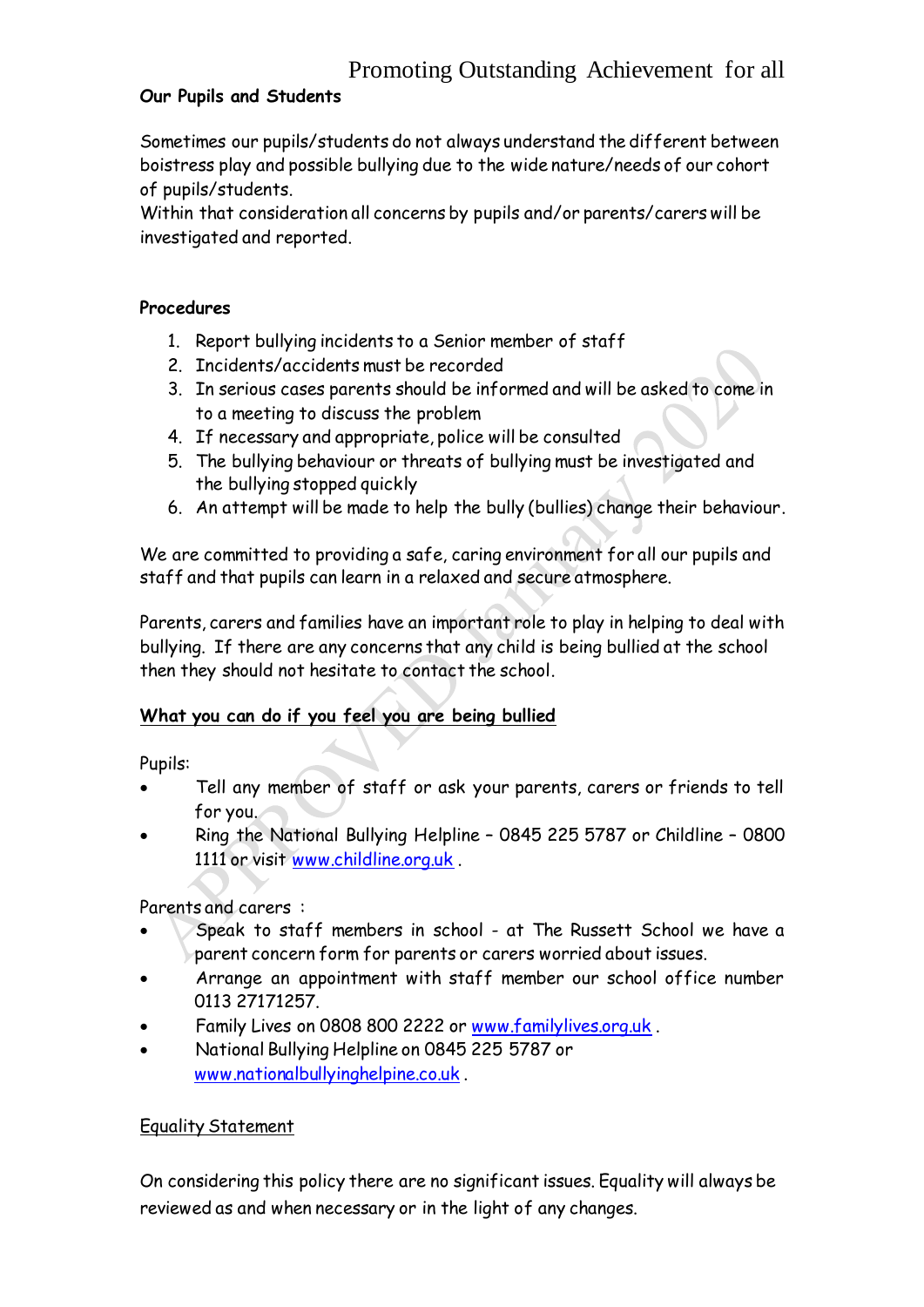**Our Pupils and Students**

Sometimes our pupils/students do not always understand the different between boistress play and possible bullying due to the wide nature/needs of our cohort of pupils/students.
Within that consideration all concerns by pupils and/or parents/carers will be investigated and reported.

**Procedures**

1. Report bullying incidents to a Senior member of staff
2. Incidents/accidents must be recorded
3. In serious cases parents should be informed and will be asked to come in to a meeting to discuss the problem
4. If necessary and appropriate, police will be consulted
5. The bullying behaviour or threats of bullying must be investigated and the bullying stopped quickly
6. An attempt will be made to help the bully (bullies) change their behaviour.

We are committed to providing a safe, caring environment for all our pupils and staff and that pupils can learn in a relaxed and secure atmosphere.

Parents, carers and families have an important role to play in helping to deal with bullying. If there are any concerns that any child is being bullied at the school then they should not hesitate to contact the school.

**<u>What you can do if you feel you are being bullied</u>**

Pupils:

- Tell any member of staff or ask your parents, carers or friends to tell for you.
- Ring the National Bullying Helpline – 0845 225 5787 or Childline – 0800 1111 or visit www.childline.org.uk .

Parents and carers :

- Speak to staff members in school - at The Russett School we have a parent concern form for parents or carers worried about issues.
- Arrange an appointment with staff member our school office number 0113 27171257.
- Family Lives on 0808 800 2222 or www.familylives.org.uk .
- National Bullying Helpline on 0845 225 5787 or www.nationalbullyinghelpine.co.uk .

<u>Equality Statement</u>

On considering this policy there are no significant issues. Equality will always be reviewed as and when necessary or in the light of any changes.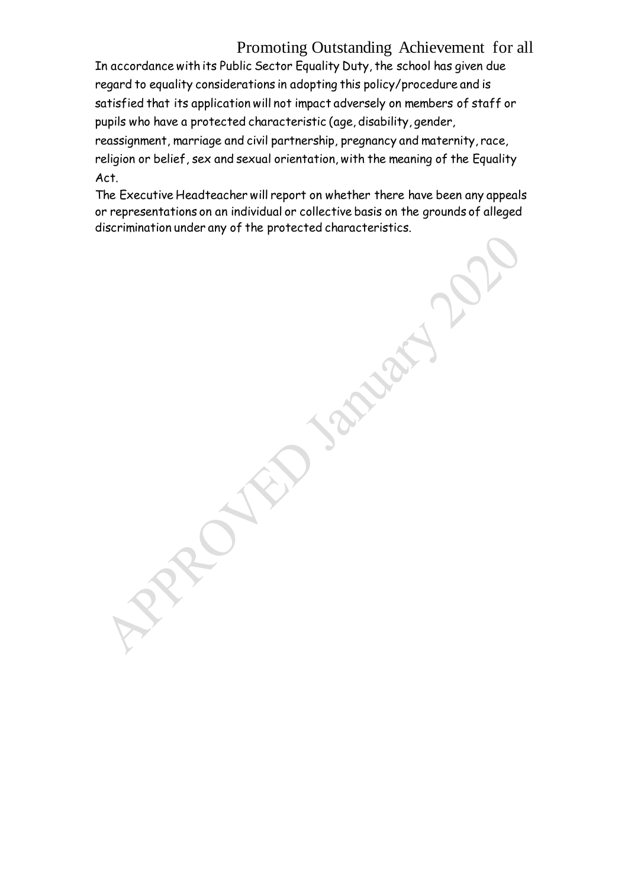In accordance with its Public Sector Equality Duty, the school has given due regard to equality considerations in adopting this policy/procedure and is satisfied that its application will not impact adversely on members of staff or pupils who have a protected characteristic (age, disability, gender, reassignment, marriage and civil partnership, pregnancy and maternity, race, religion or belief, sex and sexual orientation, with the meaning of the Equality Act.

The Executive Headteacher will report on whether there have been any appeals or representations on an individual or collective basis on the grounds of alleged discrimination under any of the protected characteristics.